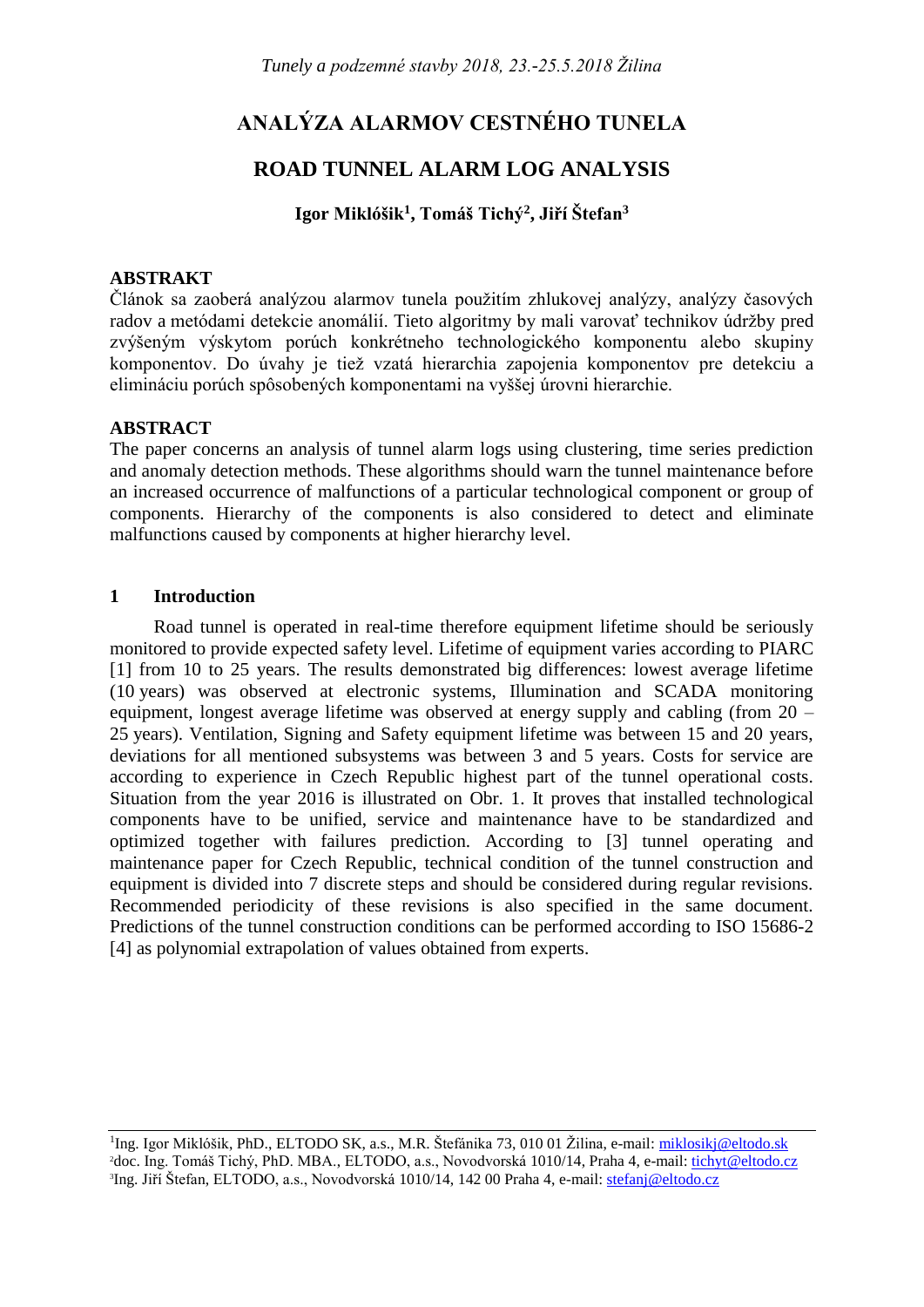# ANALÝZA ALARMOV CESTNÉHO TUNELA

# ROAD TUNNEL ALARM LOG ANALYSIS

**Igor Miklóšik[1], Tomáš Tichý[2], Jiří Štefan[3]**

## ABSTRAKT

Článok sa zaoberá analýzou alarmov tunela použitím zhlukovej analýzy, analýzy časových radov a metódami detekcie anomálií. Tieto algoritmy by mali varovať technikov údržby pred zvýšeným výskytom porúch konkrétneho technologického komponentu alebo skupiny komponentov. Do úvahy je tiež vzatá hierarchia zapojenia komponentov pre detekciu a elimináciu porúch spôsobených komponentami na vyššej úrovni hierarchie.

## ABSTRACT

The paper concerns an analysis of tunnel alarm logs using clustering, time series prediction and anomaly detection methods. These algorithms should warn the tunnel maintenance before an increased occurrence of malfunctions of a particular technological component or group of components. Hierarchy of the components is also considered to detect and eliminate malfunctions caused by components at higher hierarchy level.

## 1 Introduction

Road tunnel is operated in real-time therefore equipment lifetime should be seriously monitored to provide expected safety level. Lifetime of equipment varies according to PIARC [1] from 10 to 25 years. The results demonstrated big differences: lowest average lifetime (10 years) was observed at electronic systems, Illumination and SCADA monitoring equipment, longest average lifetime was observed at energy supply and cabling (from 20 – 25 years). Ventilation, Signing and Safety equipment lifetime was between 15 and 20 years, deviations for all mentioned subsystems was between 3 and 5 years. Costs for service are according to experience in Czech Republic highest part of the tunnel operational costs. Situation from the year 2016 is illustrated on Obr. 1. It proves that installed technological components have to be unified, service and maintenance have to be standardized and optimized together with failures prediction. According to [3] tunnel operating and maintenance paper for Czech Republic, technical condition of the tunnel construction and equipment is divided into 7 discrete steps and should be considered during regular revisions. Recommended periodicity of these revisions is also specified in the same document. Predictions of the tunnel construction conditions can be performed according to ISO 15686-2 [4] as polynomial extrapolation of values obtained from experts.

---

[1] Ing. Igor Miklóšik, PhD., ELTODO SK, a.s., M.R. Štefánika 73, 010 01 Žilina, e-mail: miklosikj@eltodo.sk
[2] doc. Ing. Tomáš Tichý, PhD. MBA., ELTODO, a.s., Novodvorská 1010/14, Praha 4, e-mail: tichyt@eltodo.cz
[3] Ing. Jiří Štefan, ELTODO, a.s., Novodvorská 1010/14, 142 00 Praha 4, e-mail: stefanj@eltodo.cz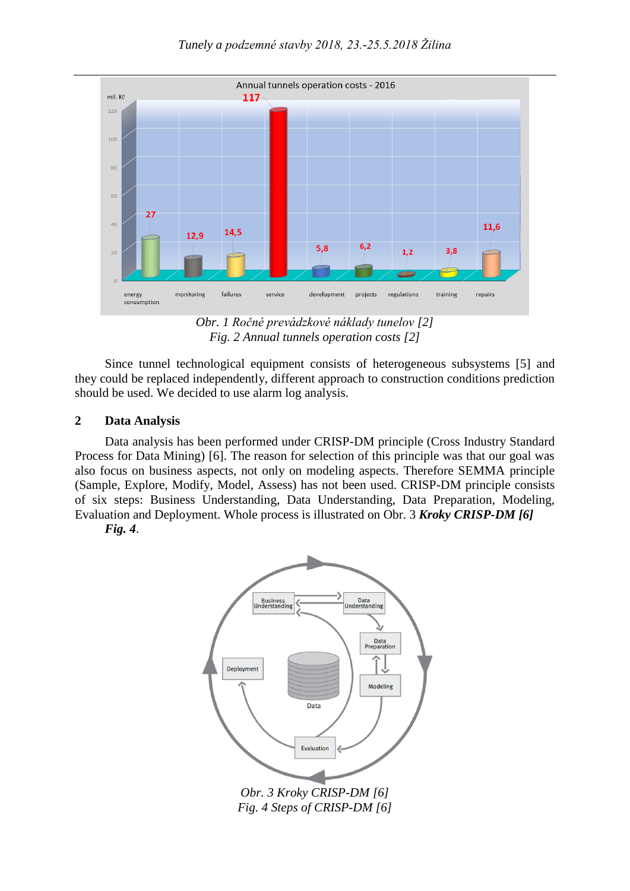Obr. 1 *Ročné prevádzkové náklady tunelov [2]*
*Fig. 2 Annual tunnels operation costs [2]*

Since tunnel technological equipment consists of heterogeneous subsystems [5] and they could be replaced independently, different approach to construction conditions prediction should be used. We decided to use alarm log analysis.

## 2 Data Analysis

Data analysis has been performed under CRISP-DM principle (Cross Industry Standard Process for Data Mining) [6]. The reason for selection of this principle was that our goal was also focus on business aspects, not only on modeling aspects. Therefore SEMMA principle (Sample, Explore, Modify, Model, Assess) has not been used. CRISP-DM principle consists of six steps: Business Understanding, Data Understanding, Data Preparation, Modeling, Evaluation and Deployment. Whole process is illustrated on Obr. 3 ***Kroky CRISP-DM [6]*** ***Fig. 4***.

*Obr. 3 Kroky CRISP-DM [6]*
*Fig. 4 Steps of CRISP-DM [6]*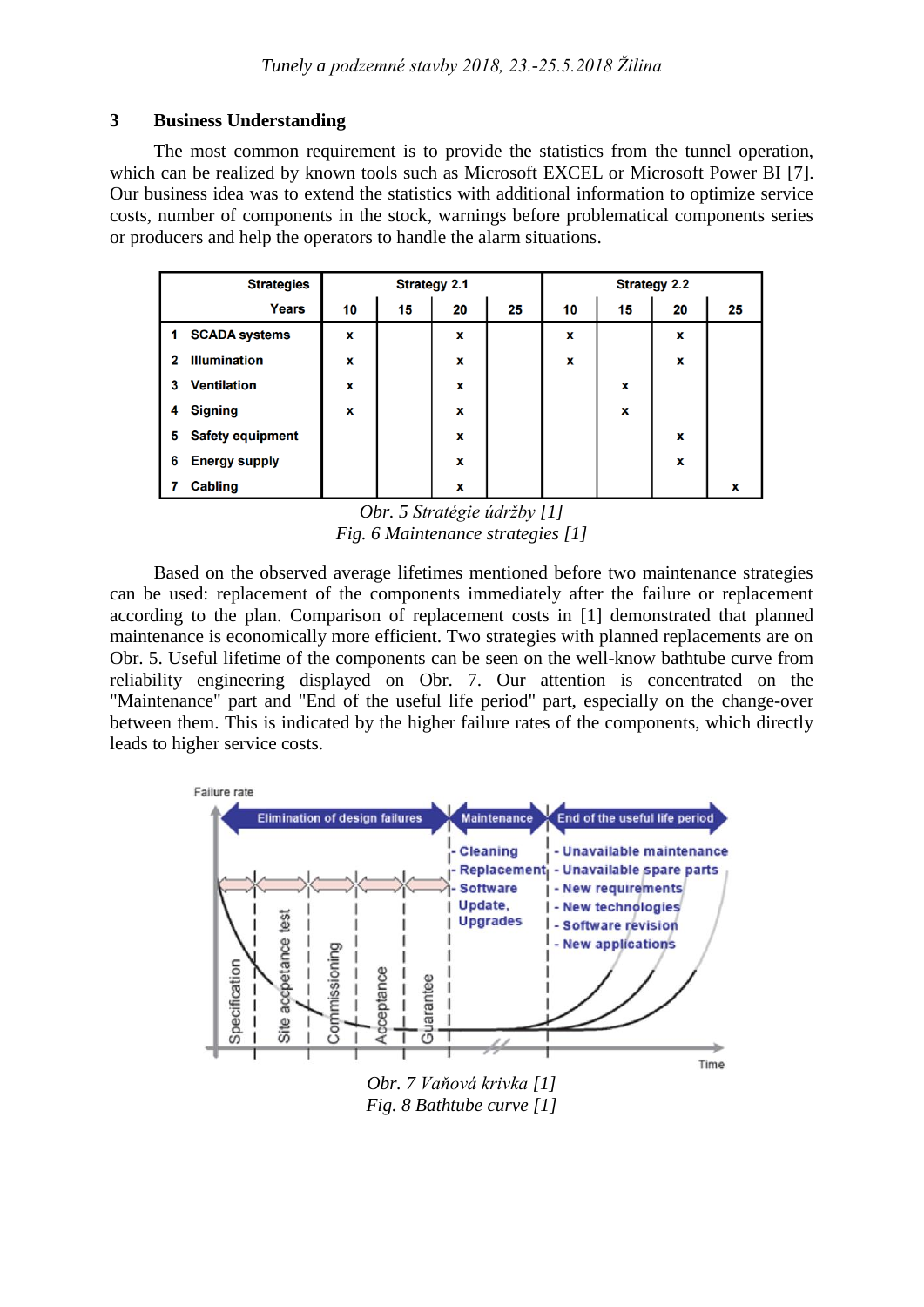## 3 Business Understanding

The most common requirement is to provide the statistics from the tunnel operation, which can be realized by known tools such as Microsoft EXCEL or Microsoft Power BI [7]. Our business idea was to extend the statistics with additional information to optimize service costs, number of components in the stock, warnings before problematical components series or producers and help the operators to handle the alarm situations.

| Strategies | Strategy 2.1 | | | | Strategy 2.2 | | | |
|---|---|---|---|---|---|---|---|---|
| Years | 10 | 15 | 20 | 25 | 10 | 15 | 20 | 25 |
| 1 SCADA systems | x | | x | | x | | x | |
| 2 Illumination | x | | x | | x | | x | |
| 3 Ventilation | x | | x | | | x | | |
| 4 Signing | x | | x | | | x | | |
| 5 Safety equipment | | | x | | | | x | |
| 6 Energy supply | | | x | | | | x | |
| 7 Cabling | | | x | | | | | x |

*Obr. 5 Stratégie údržby [1]*
*Fig. 6 Maintenance strategies [1]*

Based on the observed average lifetimes mentioned before two maintenance strategies can be used: replacement of the components immediately after the failure or replacement according to the plan. Comparison of replacement costs in [1] demonstrated that planned maintenance is economically more efficient. Two strategies with planned replacements are on Obr. 5. Useful lifetime of the components can be seen on the well-know bathtube curve from reliability engineering displayed on Obr. 7. Our attention is concentrated on the "Maintenance" part and "End of the useful life period" part, especially on the change-over between them. This is indicated by the higher failure rates of the components, which directly leads to higher service costs.

*Obr. 7 Vaňová krivka [1]*
*Fig. 8 Bathtube curve [1]*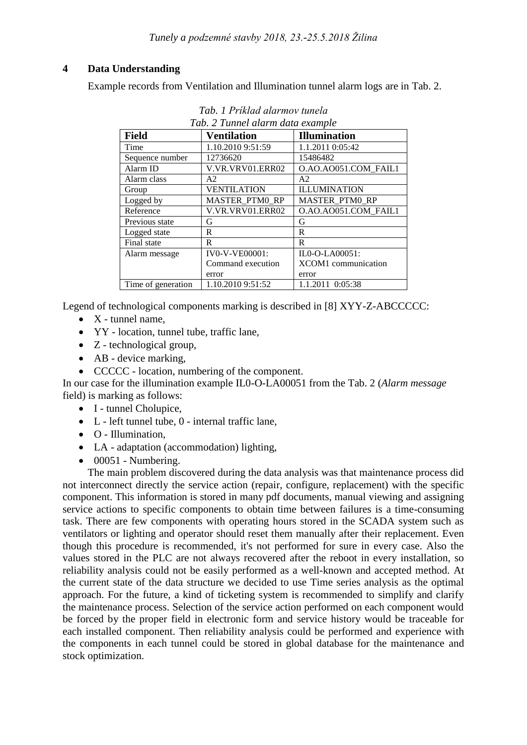## 4 Data Understanding

Example records from Ventilation and Illumination tunnel alarm logs are in Tab. 2.

*Tab. 1 Príklad alarmov tunela*
*Tab. 2 Tunnel alarm data example*

| Field | Ventilation | Illumination |
|---|---|---|
| Time | 1.10.2010 9:51:59 | 1.1.2011 0:05:42 |
| Sequence number | 12736620 | 15486482 |
| Alarm ID | V.VR.VRV01.ERR02 | O.AO.AO051.COM_FAIL1 |
| Alarm class | A2 | A2 |
| Group | VENTILATION | ILLUMINATION |
| Logged by | MASTER_PTM0_RP | MASTER_PTM0_RP |
| Reference | V.VR.VRV01.ERR02 | O.AO.AO051.COM_FAIL1 |
| Previous state | G | G |
| Logged state | R | R |
| Final state | R | R |
| Alarm message | IV0-V-VE00001: Command execution error | IL0-O-LA00051: XCOM1 communication error |
| Time of generation | 1.10.2010 9:51:52 | 1.1.2011 0:05:38 |

Legend of technological components marking is described in [8] XYY-Z-ABCCCCC:

- X - tunnel name,
- YY - location, tunnel tube, traffic lane,
- Z - technological group,
- AB - device marking,
- CCCCC - location, numbering of the component.

In our case for the illumination example IL0-O-LA00051 from the Tab. 2 (*Alarm message* field) is marking as follows:

- I - tunnel Cholupice,
- L - left tunnel tube, 0 - internal traffic lane,
- O - Illumination,
- LA - adaptation (accommodation) lighting,
- 00051 - Numbering.

The main problem discovered during the data analysis was that maintenance process did not interconnect directly the service action (repair, configure, replacement) with the specific component. This information is stored in many pdf documents, manual viewing and assigning service actions to specific components to obtain time between failures is a time-consuming task. There are few components with operating hours stored in the SCADA system such as ventilators or lighting and operator should reset them manually after their replacement. Even though this procedure is recommended, it's not performed for sure in every case. Also the values stored in the PLC are not always recovered after the reboot in every installation, so reliability analysis could not be easily performed as a well-known and accepted method. At the current state of the data structure we decided to use Time series analysis as the optimal approach. For the future, a kind of ticketing system is recommended to simplify and clarify the maintenance process. Selection of the service action performed on each component would be forced by the proper field in electronic form and service history would be traceable for each installed component. Then reliability analysis could be performed and experience with the components in each tunnel could be stored in global database for the maintenance and stock optimization.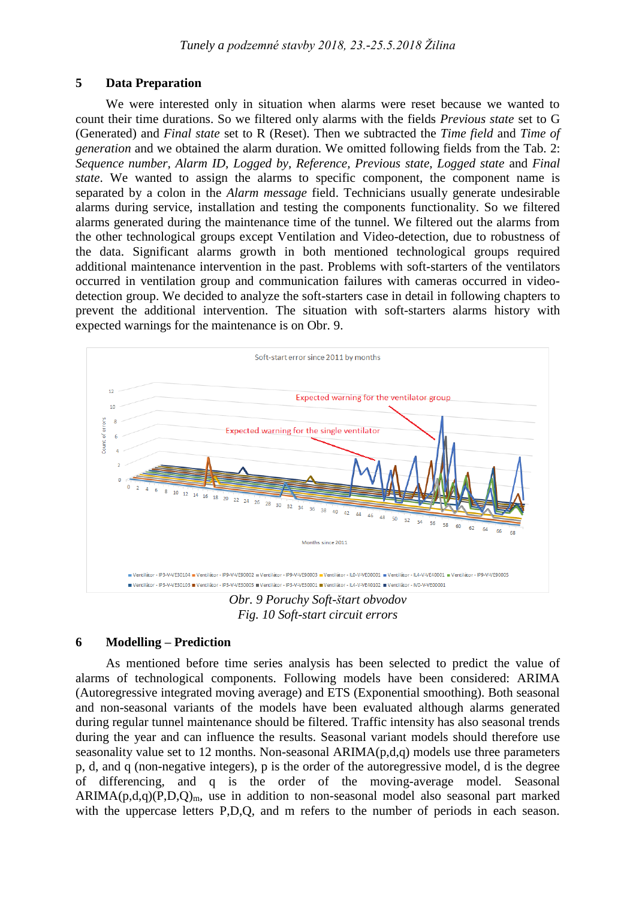## 5 Data Preparation

We were interested only in situation when alarms were reset because we wanted to count their time durations. So we filtered only alarms with the fields *Previous state* set to G (Generated) and *Final state* set to R (Reset). Then we subtracted the *Time field* and *Time of generation* and we obtained the alarm duration. We omitted following fields from the Tab. 2: *Sequence number*, *Alarm ID*, *Logged by*, *Reference*, *Previous state*, *Logged state* and *Final state*. We wanted to assign the alarms to specific component, the component name is separated by a colon in the *Alarm message* field. Technicians usually generate undesirable alarms during service, installation and testing the components functionality. So we filtered alarms generated during the maintenance time of the tunnel. We filtered out the alarms from the other technological groups except Ventilation and Video-detection, due to robustness of the data. Significant alarms growth in both mentioned technological groups required additional maintenance intervention in the past. Problems with soft-starters of the ventilators occurred in ventilation group and communication failures with cameras occurred in video-detection group. We decided to analyze the soft-starters case in detail in following chapters to prevent the additional intervention. The situation with soft-starters alarms history with expected warnings for the maintenance is on Obr. 9.

*Obr. 9 Poruchy Soft-štart obvodov*
*Fig. 10 Soft-start circuit errors*

## 6 Modelling – Prediction

As mentioned before time series analysis has been selected to predict the value of alarms of technological components. Following models have been considered: ARIMA (Autoregressive integrated moving average) and ETS (Exponential smoothing). Both seasonal and non-seasonal variants of the models have been evaluated although alarms generated during regular tunnel maintenance should be filtered. Traffic intensity has also seasonal trends during the year and can influence the results. Seasonal variant models should therefore use seasonality value set to 12 months. Non-seasonal ARIMA(p,d,q) models use three parameters p, d, and q (non-negative integers), p is the order of the autoregressive model, d is the degree of differencing, and q is the order of the moving-average model. Seasonal ARIMA(p,d,q)(P,D,Q)$_m$, use in addition to non-seasonal model also seasonal part marked with the uppercase letters P,D,Q, and m refers to the number of periods in each season.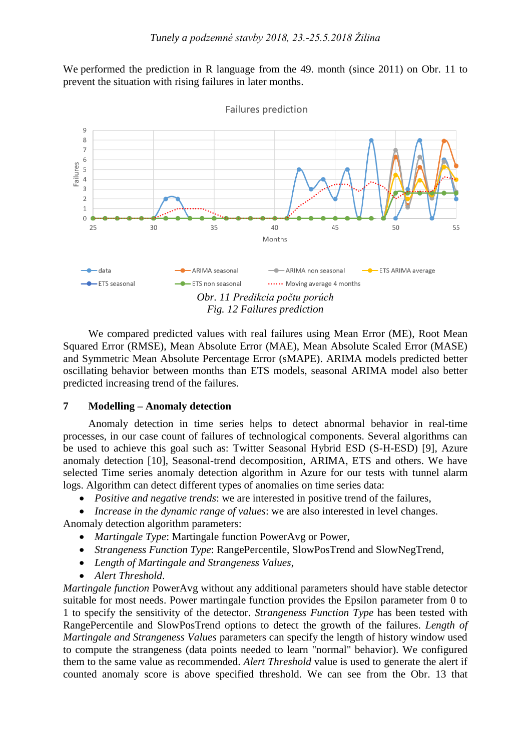We performed the prediction in R language from the 49. month (since 2011) on Obr. 11 to prevent the situation with rising failures in later months.

*Obr. 11 Predikcia počtu porúch*
*Fig. 12 Failures prediction*

We compared predicted values with real failures using Mean Error (ME), Root Mean Squared Error (RMSE), Mean Absolute Error (MAE), Mean Absolute Scaled Error (MASE) and Symmetric Mean Absolute Percentage Error (sMAPE). ARIMA models predicted better oscillating behavior between months than ETS models, seasonal ARIMA model also better predicted increasing trend of the failures.

## 7 Modelling – Anomaly detection

Anomaly detection in time series helps to detect abnormal behavior in real-time processes, in our case count of failures of technological components. Several algorithms can be used to achieve this goal such as: Twitter Seasonal Hybrid ESD (S-H-ESD) [9], Azure anomaly detection [10], Seasonal-trend decomposition, ARIMA, ETS and others. We have selected Time series anomaly detection algorithm in Azure for our tests with tunnel alarm logs. Algorithm can detect different types of anomalies on time series data:

- *Positive and negative trends*: we are interested in positive trend of the failures,
- *Increase in the dynamic range of values*: we are also interested in level changes.

Anomaly detection algorithm parameters:

- *Martingale Type*: Martingale function PowerAvg or Power,
- *Strangeness Function Type*: RangePercentile, SlowPosTrend and SlowNegTrend,
- *Length of Martingale and Strangeness Values*,
- *Alert Threshold*.

*Martingale function* PowerAvg without any additional parameters should have stable detector suitable for most needs. Power martingale function provides the Epsilon parameter from 0 to 1 to specify the sensitivity of the detector. *Strangeness Function Type* has been tested with RangePercentile and SlowPosTrend options to detect the growth of the failures. *Length of Martingale and Strangeness Values* parameters can specify the length of history window used to compute the strangeness (data points needed to learn "normal" behavior). We configured them to the same value as recommended. *Alert Threshold* value is used to generate the alert if counted anomaly score is above specified threshold. We can see from the Obr. 13 that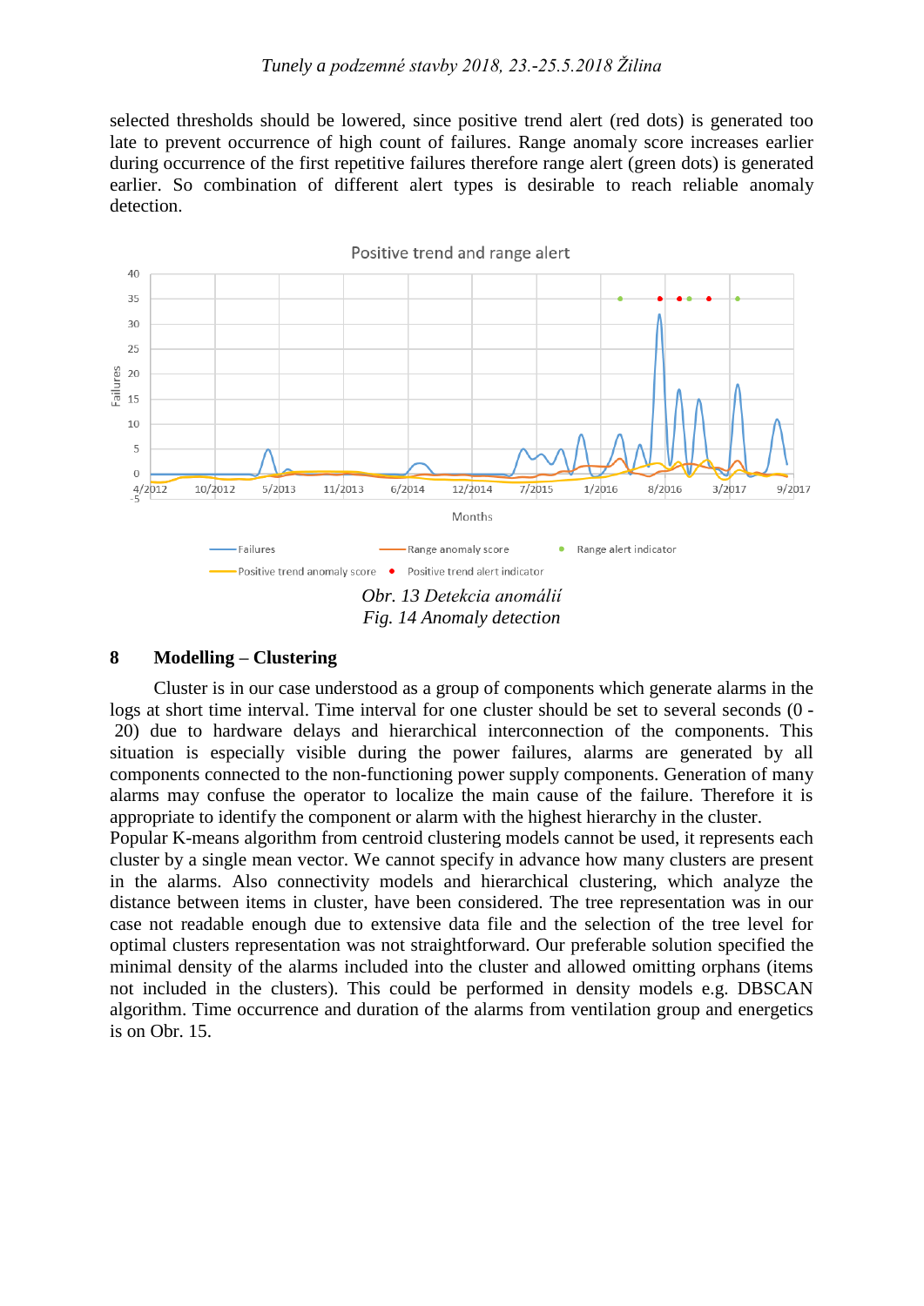selected thresholds should be lowered, since positive trend alert (red dots) is generated too late to prevent occurrence of high count of failures. Range anomaly score increases earlier during occurrence of the first repetitive failures therefore range alert (green dots) is generated earlier. So combination of different alert types is desirable to reach reliable anomaly detection.

*Obr. 13 Detekcia anomálií*
*Fig. 14 Anomaly detection*

## 8 Modelling – Clustering

Cluster is in our case understood as a group of components which generate alarms in the logs at short time interval. Time interval for one cluster should be set to several seconds (0 - 20) due to hardware delays and hierarchical interconnection of the components. This situation is especially visible during the power failures, alarms are generated by all components connected to the non-functioning power supply components. Generation of many alarms may confuse the operator to localize the main cause of the failure. Therefore it is appropriate to identify the component or alarm with the highest hierarchy in the cluster.

Popular K-means algorithm from centroid clustering models cannot be used, it represents each cluster by a single mean vector. We cannot specify in advance how many clusters are present in the alarms. Also connectivity models and hierarchical clustering, which analyze the distance between items in cluster, have been considered. The tree representation was in our case not readable enough due to extensive data file and the selection of the tree level for optimal clusters representation was not straightforward. Our preferable solution specified the minimal density of the alarms included into the cluster and allowed omitting orphans (items not included in the clusters). This could be performed in density models e.g. DBSCAN algorithm. Time occurrence and duration of the alarms from ventilation group and energetics is on Obr. 15.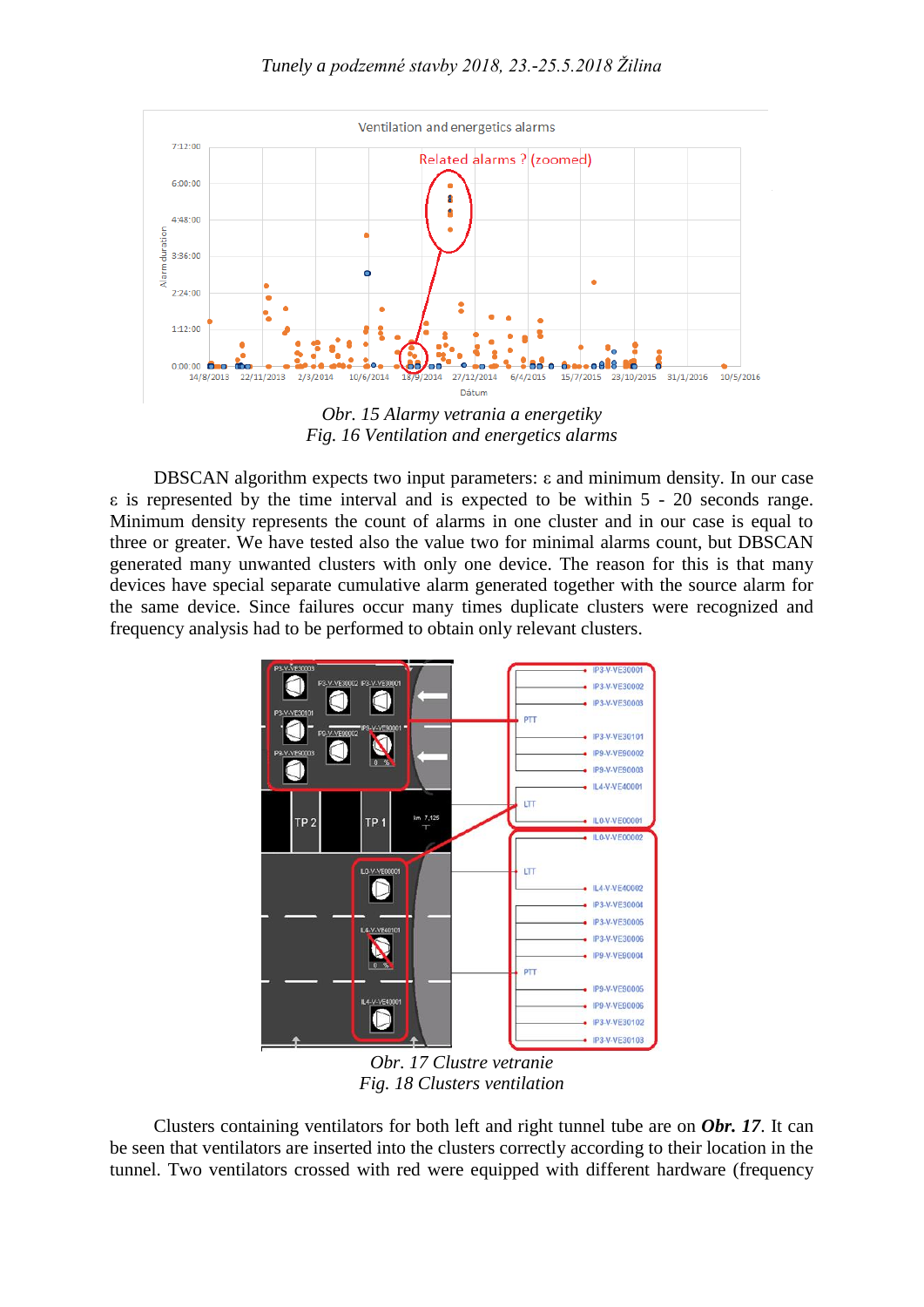Obr. 15 Alarmy vetrania a energetiky
*Fig. 16 Ventilation and energetics alarms*

DBSCAN algorithm expects two input parameters: ε and minimum density. In our case ε is represented by the time interval and is expected to be within 5 - 20 seconds range. Minimum density represents the count of alarms in one cluster and in our case is equal to three or greater. We have tested also the value two for minimal alarms count, but DBSCAN generated many unwanted clusters with only one device. The reason for this is that many devices have special separate cumulative alarm generated together with the source alarm for the same device. Since failures occur many times duplicate clusters were recognized and frequency analysis had to be performed to obtain only relevant clusters.

Obr. 17 Clustre vetranie
*Fig. 18 Clusters ventilation*

Clusters containing ventilators for both left and right tunnel tube are on ***Obr. 17***. It can be seen that ventilators are inserted into the clusters correctly according to their location in the tunnel. Two ventilators crossed with red were equipped with different hardware (frequency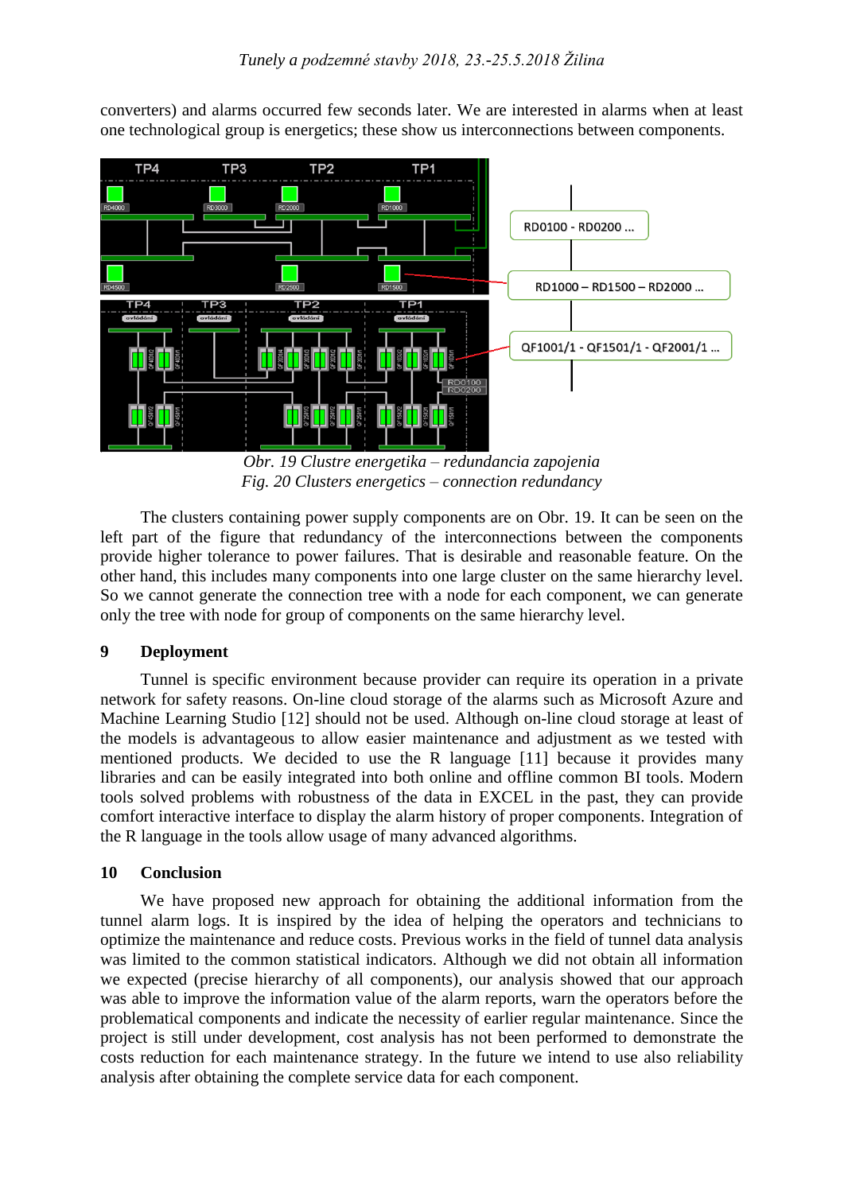converters) and alarms occurred few seconds later. We are interested in alarms when at least one technological group is energetics; these show us interconnections between components.

*Obr. 19 Clustre energetika – redundancia zapojenia*
*Fig. 20 Clusters energetics – connection redundancy*

The clusters containing power supply components are on Obr. 19. It can be seen on the left part of the figure that redundancy of the interconnections between the components provide higher tolerance to power failures. That is desirable and reasonable feature. On the other hand, this includes many components into one large cluster on the same hierarchy level. So we cannot generate the connection tree with a node for each component, we can generate only the tree with node for group of components on the same hierarchy level.

## 9 Deployment

Tunnel is specific environment because provider can require its operation in a private network for safety reasons. On-line cloud storage of the alarms such as Microsoft Azure and Machine Learning Studio [12] should not be used. Although on-line cloud storage at least of the models is advantageous to allow easier maintenance and adjustment as we tested with mentioned products. We decided to use the R language [11] because it provides many libraries and can be easily integrated into both online and offline common BI tools. Modern tools solved problems with robustness of the data in EXCEL in the past, they can provide comfort interactive interface to display the alarm history of proper components. Integration of the R language in the tools allow usage of many advanced algorithms.

## 10 Conclusion

We have proposed new approach for obtaining the additional information from the tunnel alarm logs. It is inspired by the idea of helping the operators and technicians to optimize the maintenance and reduce costs. Previous works in the field of tunnel data analysis was limited to the common statistical indicators. Although we did not obtain all information we expected (precise hierarchy of all components), our analysis showed that our approach was able to improve the information value of the alarm reports, warn the operators before the problematical components and indicate the necessity of earlier regular maintenance. Since the project is still under development, cost analysis has not been performed to demonstrate the costs reduction for each maintenance strategy. In the future we intend to use also reliability analysis after obtaining the complete service data for each component.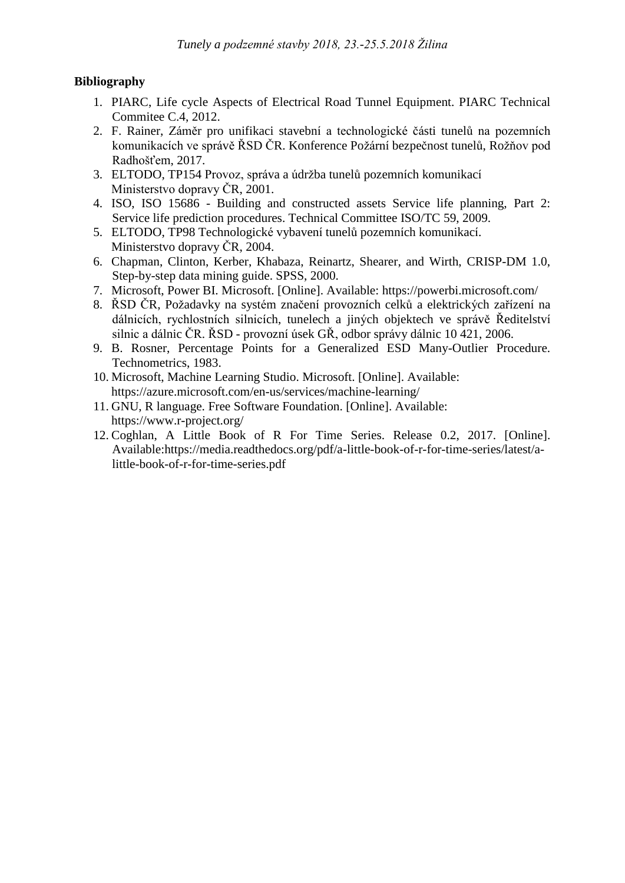**Bibliography**

1. PIARC, Life cycle Aspects of Electrical Road Tunnel Equipment. PIARC Technical Commitee C.4, 2012.
2. F. Rainer, Záměr pro unifikaci stavební a technologické části tunelů na pozemních komunikacích ve správě ŘSD ČR. Konference Požární bezpečnost tunelů, Rožňov pod Radhošťem, 2017.
3. ELTODO, TP154 Provoz, správa a údržba tunelů pozemních komunikací Ministerstvo dopravy ČR, 2001.
4. ISO, ISO 15686 - Building and constructed assets Service life planning, Part 2: Service life prediction procedures. Technical Committee ISO/TC 59, 2009.
5. ELTODO, TP98 Technologické vybavení tunelů pozemních komunikací. Ministerstvo dopravy ČR, 2004.
6. Chapman, Clinton, Kerber, Khabaza, Reinartz, Shearer, and Wirth, CRISP-DM 1.0, Step-by-step data mining guide. SPSS, 2000.
7. Microsoft, Power BI. Microsoft. [Online]. Available: https://powerbi.microsoft.com/
8. ŘSD ČR, Požadavky na systém značení provozních celků a elektrických zařízení na dálnicích, rychlostních silnicích, tunelech a jiných objektech ve správě Ředitelství silnic a dálnic ČR. ŘSD - provozní úsek GŘ, odbor správy dálnic 10 421, 2006.
9. B. Rosner, Percentage Points for a Generalized ESD Many-Outlier Procedure. Technometrics, 1983.
10. Microsoft, Machine Learning Studio. Microsoft. [Online]. Available: https://azure.microsoft.com/en-us/services/machine-learning/
11. GNU, R language. Free Software Foundation. [Online]. Available: https://www.r-project.org/
12. Coghlan, A Little Book of R For Time Series. Release 0.2, 2017. [Online]. Available:https://media.readthedocs.org/pdf/a-little-book-of-r-for-time-series/latest/a-little-book-of-r-for-time-series.pdf